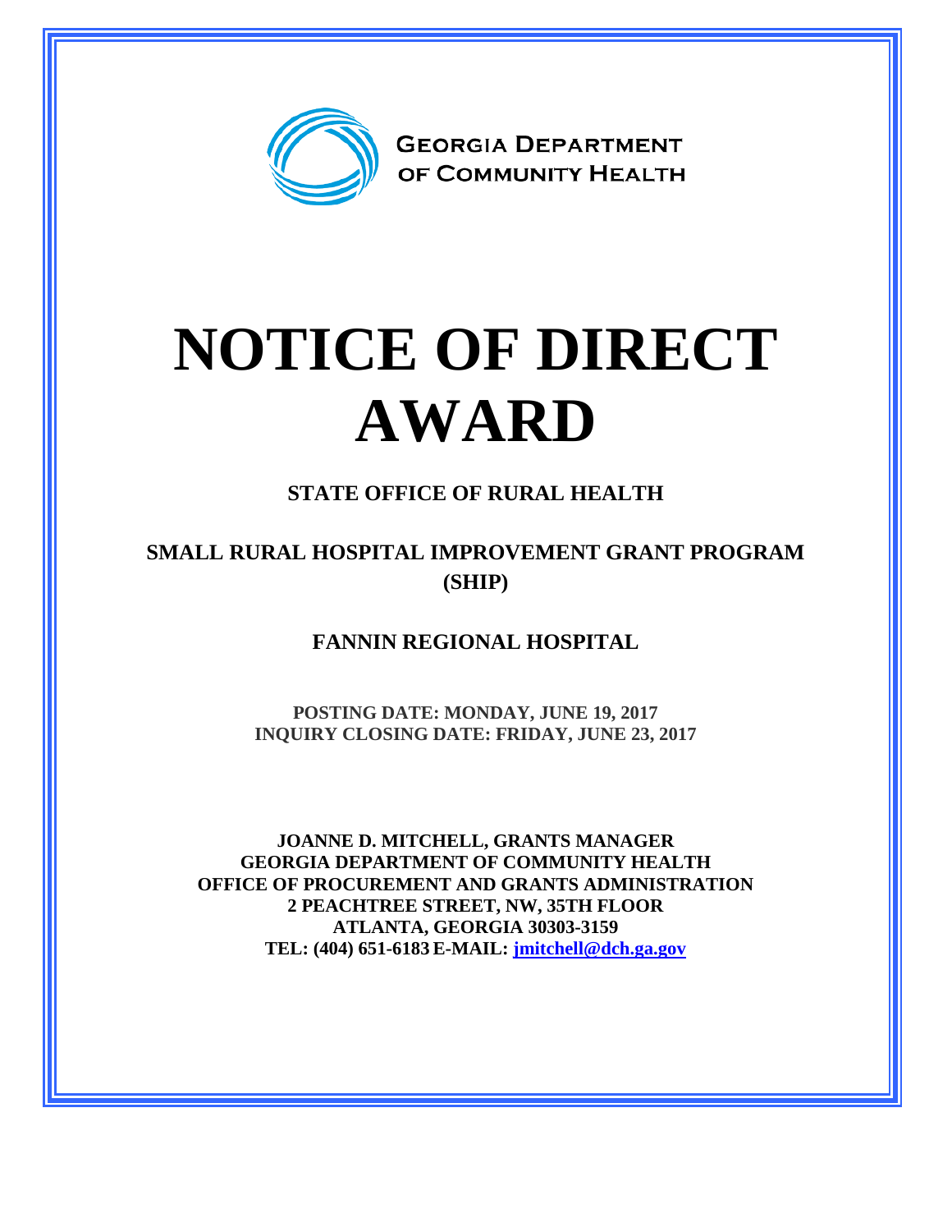GEORGIA DEPARTMENT OF COMMUNITY HEALTH

# NOTICE OF DIRECT AWARD

## STATE OFFICE OF RURAL HEALTH

## SMALL RURAL HOSPITAL IMPROVEMENT GRANT PROGRAM (SHIP)

## FANNIN REGIONAL HOSPITAL

**POSTING DATE: MONDAY, JUNE 19, 2017**
**INQUIRY CLOSING DATE: FRIDAY, JUNE 23, 2017**

**JOANNE D. MITCHELL, GRANTS MANAGER**
**GEORGIA DEPARTMENT OF COMMUNITY HEALTH**
**OFFICE OF PROCUREMENT AND GRANTS ADMINISTRATION**
**2 PEACHTREE STREET, NW, 35TH FLOOR**
**ATLANTA, GEORGIA 30303-3159**
**TEL: (404) 651-6183 E-MAIL: jmitchell@dch.ga.gov**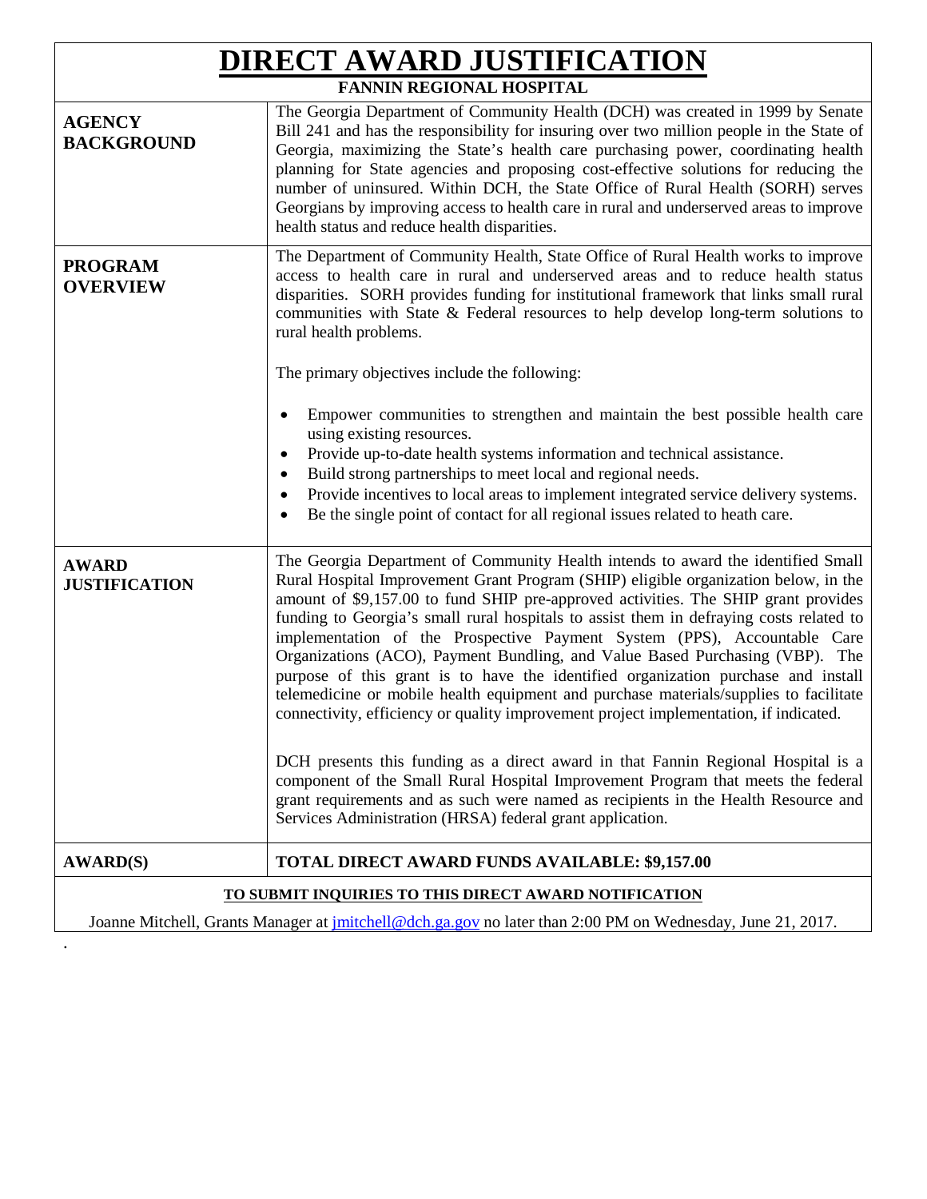# DIRECT AWARD JUSTIFICATION

**FANNIN REGIONAL HOSPITAL**

| | |
|---|---|
| **AGENCY BACKGROUND** | The Georgia Department of Community Health (DCH) was created in 1999 by Senate Bill 241 and has the responsibility for insuring over two million people in the State of Georgia, maximizing the State's health care purchasing power, coordinating health planning for State agencies and proposing cost-effective solutions for reducing the number of uninsured. Within DCH, the State Office of Rural Health (SORH) serves Georgians by improving access to health care in rural and underserved areas to improve health status and reduce health disparities. |
| **PROGRAM OVERVIEW** | The Department of Community Health, State Office of Rural Health works to improve access to health care in rural and underserved areas and to reduce health status disparities. SORH provides funding for institutional framework that links small rural communities with State & Federal resources to help develop long-term solutions to rural health problems.<br><br>The primary objectives include the following:<br><br>• Empower communities to strengthen and maintain the best possible health care using existing resources.<br>• Provide up-to-date health systems information and technical assistance.<br>• Build strong partnerships to meet local and regional needs.<br>• Provide incentives to local areas to implement integrated service delivery systems.<br>• Be the single point of contact for all regional issues related to heath care. |
| **AWARD JUSTIFICATION** | The Georgia Department of Community Health intends to award the identified Small Rural Hospital Improvement Grant Program (SHIP) eligible organization below, in the amount of $9,157.00 to fund SHIP pre-approved activities. The SHIP grant provides funding to Georgia's small rural hospitals to assist them in defraying costs related to implementation of the Prospective Payment System (PPS), Accountable Care Organizations (ACO), Payment Bundling, and Value Based Purchasing (VBP). The purpose of this grant is to have the identified organization purchase and install telemedicine or mobile health equipment and purchase materials/supplies to facilitate connectivity, efficiency or quality improvement project implementation, if indicated.<br><br>DCH presents this funding as a direct award in that Fannin Regional Hospital is a component of the Small Rural Hospital Improvement Program that meets the federal grant requirements and as such were named as recipients in the Health Resource and Services Administration (HRSA) federal grant application. |
| **AWARD(S)** | **TOTAL DIRECT AWARD FUNDS AVAILABLE: $9,157.00** |

**TO SUBMIT INQUIRIES TO THIS DIRECT AWARD NOTIFICATION**

Joanne Mitchell, Grants Manager at jmitchell@dch.ga.gov no later than 2:00 PM on Wednesday, June 21, 2017.